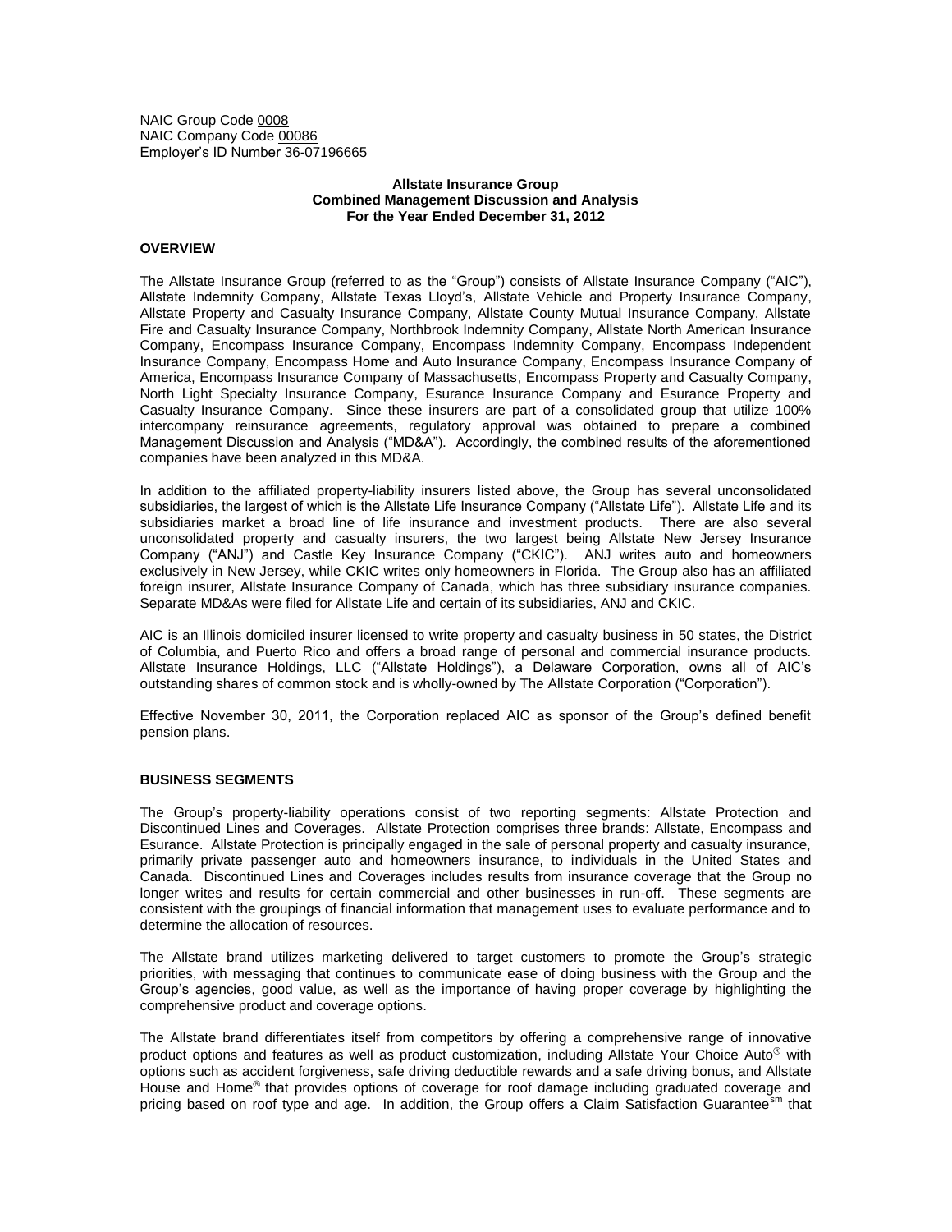NAIC Group Code 0008
NAIC Company Code 00086
Employer's ID Number 36-07196665

**Allstate Insurance Group**
**Combined Management Discussion and Analysis**
**For the Year Ended December 31, 2012**

## OVERVIEW

The Allstate Insurance Group (referred to as the "Group") consists of Allstate Insurance Company ("AIC"), Allstate Indemnity Company, Allstate Texas Lloyd's, Allstate Vehicle and Property Insurance Company, Allstate Property and Casualty Insurance Company, Allstate County Mutual Insurance Company, Allstate Fire and Casualty Insurance Company, Northbrook Indemnity Company, Allstate North American Insurance Company, Encompass Insurance Company, Encompass Indemnity Company, Encompass Independent Insurance Company, Encompass Home and Auto Insurance Company, Encompass Insurance Company of America, Encompass Insurance Company of Massachusetts, Encompass Property and Casualty Company, North Light Specialty Insurance Company, Esurance Insurance Company and Esurance Property and Casualty Insurance Company. Since these insurers are part of a consolidated group that utilize 100% intercompany reinsurance agreements, regulatory approval was obtained to prepare a combined Management Discussion and Analysis ("MD&A"). Accordingly, the combined results of the aforementioned companies have been analyzed in this MD&A.

In addition to the affiliated property-liability insurers listed above, the Group has several unconsolidated subsidiaries, the largest of which is the Allstate Life Insurance Company ("Allstate Life"). Allstate Life and its subsidiaries market a broad line of life insurance and investment products. There are also several unconsolidated property and casualty insurers, the two largest being Allstate New Jersey Insurance Company ("ANJ") and Castle Key Insurance Company ("CKIC"). ANJ writes auto and homeowners exclusively in New Jersey, while CKIC writes only homeowners in Florida. The Group also has an affiliated foreign insurer, Allstate Insurance Company of Canada, which has three subsidiary insurance companies. Separate MD&As were filed for Allstate Life and certain of its subsidiaries, ANJ and CKIC.

AIC is an Illinois domiciled insurer licensed to write property and casualty business in 50 states, the District of Columbia, and Puerto Rico and offers a broad range of personal and commercial insurance products. Allstate Insurance Holdings, LLC ("Allstate Holdings"), a Delaware Corporation, owns all of AIC's outstanding shares of common stock and is wholly-owned by The Allstate Corporation ("Corporation").

Effective November 30, 2011, the Corporation replaced AIC as sponsor of the Group's defined benefit pension plans.

## BUSINESS SEGMENTS

The Group's property-liability operations consist of two reporting segments: Allstate Protection and Discontinued Lines and Coverages. Allstate Protection comprises three brands: Allstate, Encompass and Esurance. Allstate Protection is principally engaged in the sale of personal property and casualty insurance, primarily private passenger auto and homeowners insurance, to individuals in the United States and Canada. Discontinued Lines and Coverages includes results from insurance coverage that the Group no longer writes and results for certain commercial and other businesses in run-off. These segments are consistent with the groupings of financial information that management uses to evaluate performance and to determine the allocation of resources.

The Allstate brand utilizes marketing delivered to target customers to promote the Group's strategic priorities, with messaging that continues to communicate ease of doing business with the Group and the Group's agencies, good value, as well as the importance of having proper coverage by highlighting the comprehensive product and coverage options.

The Allstate brand differentiates itself from competitors by offering a comprehensive range of innovative product options and features as well as product customization, including Allstate Your Choice Auto® with options such as accident forgiveness, safe driving deductible rewards and a safe driving bonus, and Allstate House and Home® that provides options of coverage for roof damage including graduated coverage and pricing based on roof type and age. In addition, the Group offers a Claim Satisfaction Guarantee[sm] that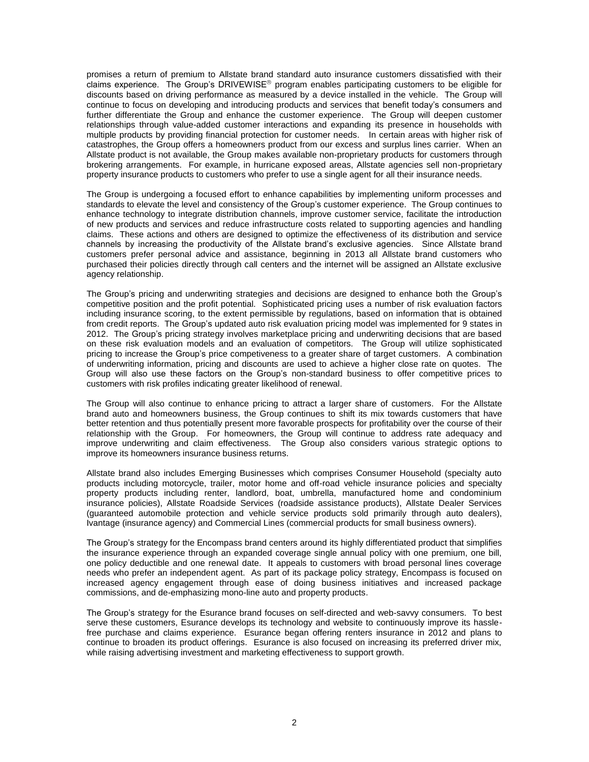promises a return of premium to Allstate brand standard auto insurance customers dissatisfied with their claims experience. The Group's DRIVEWISE® program enables participating customers to be eligible for discounts based on driving performance as measured by a device installed in the vehicle. The Group will continue to focus on developing and introducing products and services that benefit today's consumers and further differentiate the Group and enhance the customer experience. The Group will deepen customer relationships through value-added customer interactions and expanding its presence in households with multiple products by providing financial protection for customer needs. In certain areas with higher risk of catastrophes, the Group offers a homeowners product from our excess and surplus lines carrier. When an Allstate product is not available, the Group makes available non-proprietary products for customers through brokering arrangements. For example, in hurricane exposed areas, Allstate agencies sell non-proprietary property insurance products to customers who prefer to use a single agent for all their insurance needs.

The Group is undergoing a focused effort to enhance capabilities by implementing uniform processes and standards to elevate the level and consistency of the Group's customer experience. The Group continues to enhance technology to integrate distribution channels, improve customer service, facilitate the introduction of new products and services and reduce infrastructure costs related to supporting agencies and handling claims. These actions and others are designed to optimize the effectiveness of its distribution and service channels by increasing the productivity of the Allstate brand's exclusive agencies. Since Allstate brand customers prefer personal advice and assistance, beginning in 2013 all Allstate brand customers who purchased their policies directly through call centers and the internet will be assigned an Allstate exclusive agency relationship.

The Group's pricing and underwriting strategies and decisions are designed to enhance both the Group's competitive position and the profit potential. Sophisticated pricing uses a number of risk evaluation factors including insurance scoring, to the extent permissible by regulations, based on information that is obtained from credit reports. The Group's updated auto risk evaluation pricing model was implemented for 9 states in 2012. The Group's pricing strategy involves marketplace pricing and underwriting decisions that are based on these risk evaluation models and an evaluation of competitors. The Group will utilize sophisticated pricing to increase the Group's price competiveness to a greater share of target customers. A combination of underwriting information, pricing and discounts are used to achieve a higher close rate on quotes. The Group will also use these factors on the Group's non-standard business to offer competitive prices to customers with risk profiles indicating greater likelihood of renewal.

The Group will also continue to enhance pricing to attract a larger share of customers. For the Allstate brand auto and homeowners business, the Group continues to shift its mix towards customers that have better retention and thus potentially present more favorable prospects for profitability over the course of their relationship with the Group. For homeowners, the Group will continue to address rate adequacy and improve underwriting and claim effectiveness. The Group also considers various strategic options to improve its homeowners insurance business returns.

Allstate brand also includes Emerging Businesses which comprises Consumer Household (specialty auto products including motorcycle, trailer, motor home and off-road vehicle insurance policies and specialty property products including renter, landlord, boat, umbrella, manufactured home and condominium insurance policies), Allstate Roadside Services (roadside assistance products), Allstate Dealer Services (guaranteed automobile protection and vehicle service products sold primarily through auto dealers), Ivantage (insurance agency) and Commercial Lines (commercial products for small business owners).

The Group's strategy for the Encompass brand centers around its highly differentiated product that simplifies the insurance experience through an expanded coverage single annual policy with one premium, one bill, one policy deductible and one renewal date. It appeals to customers with broad personal lines coverage needs who prefer an independent agent. As part of its package policy strategy, Encompass is focused on increased agency engagement through ease of doing business initiatives and increased package commissions, and de-emphasizing mono-line auto and property products.

The Group's strategy for the Esurance brand focuses on self-directed and web-savvy consumers. To best serve these customers, Esurance develops its technology and website to continuously improve its hassle-free purchase and claims experience. Esurance began offering renters insurance in 2012 and plans to continue to broaden its product offerings. Esurance is also focused on increasing its preferred driver mix, while raising advertising investment and marketing effectiveness to support growth.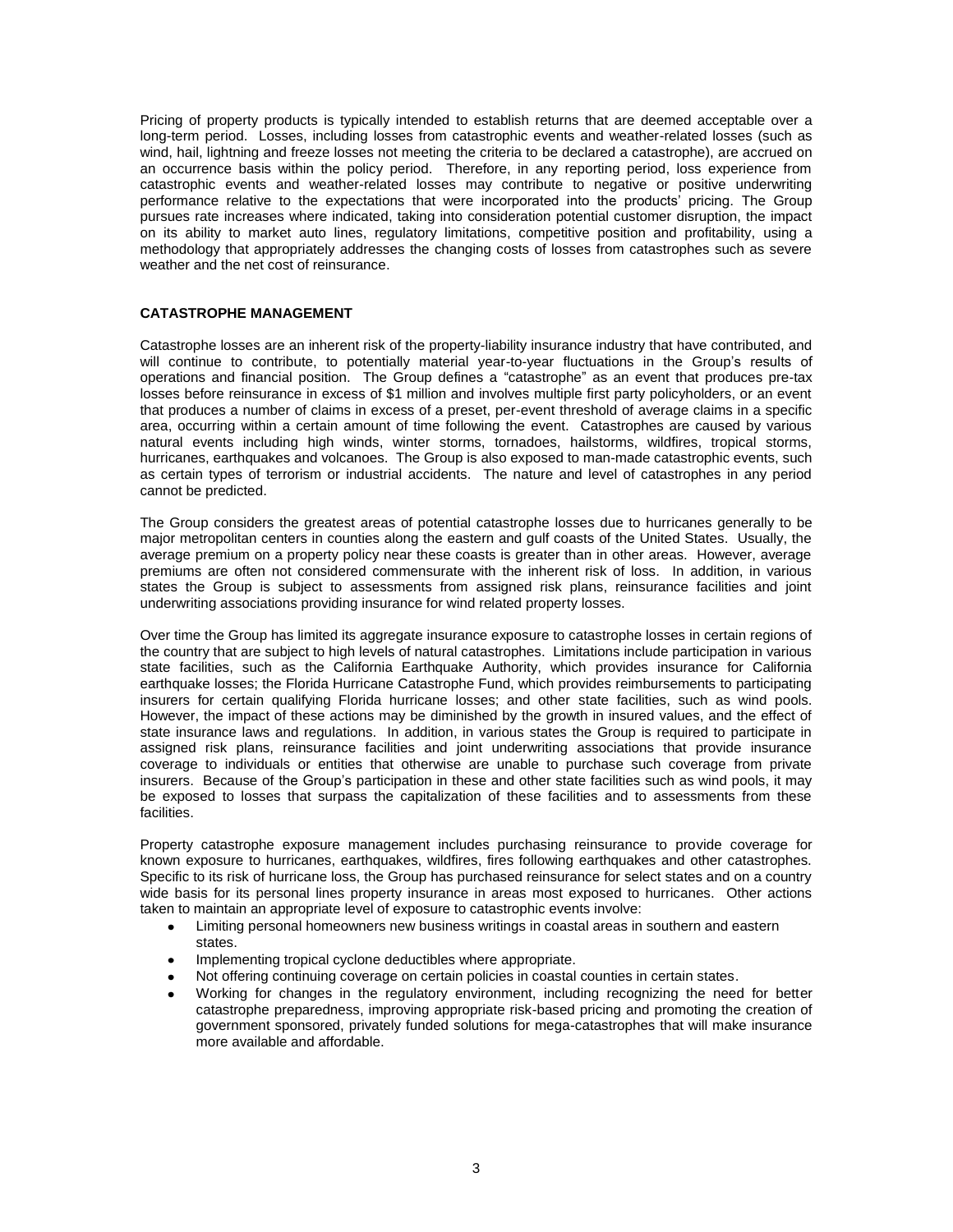Pricing of property products is typically intended to establish returns that are deemed acceptable over a long-term period. Losses, including losses from catastrophic events and weather-related losses (such as wind, hail, lightning and freeze losses not meeting the criteria to be declared a catastrophe), are accrued on an occurrence basis within the policy period. Therefore, in any reporting period, loss experience from catastrophic events and weather-related losses may contribute to negative or positive underwriting performance relative to the expectations that were incorporated into the products' pricing. The Group pursues rate increases where indicated, taking into consideration potential customer disruption, the impact on its ability to market auto lines, regulatory limitations, competitive position and profitability, using a methodology that appropriately addresses the changing costs of losses from catastrophes such as severe weather and the net cost of reinsurance.

## CATASTROPHE MANAGEMENT

Catastrophe losses are an inherent risk of the property-liability insurance industry that have contributed, and will continue to contribute, to potentially material year-to-year fluctuations in the Group's results of operations and financial position. The Group defines a "catastrophe" as an event that produces pre-tax losses before reinsurance in excess of $1 million and involves multiple first party policyholders, or an event that produces a number of claims in excess of a preset, per-event threshold of average claims in a specific area, occurring within a certain amount of time following the event. Catastrophes are caused by various natural events including high winds, winter storms, tornadoes, hailstorms, wildfires, tropical storms, hurricanes, earthquakes and volcanoes. The Group is also exposed to man-made catastrophic events, such as certain types of terrorism or industrial accidents. The nature and level of catastrophes in any period cannot be predicted.

The Group considers the greatest areas of potential catastrophe losses due to hurricanes generally to be major metropolitan centers in counties along the eastern and gulf coasts of the United States. Usually, the average premium on a property policy near these coasts is greater than in other areas. However, average premiums are often not considered commensurate with the inherent risk of loss. In addition, in various states the Group is subject to assessments from assigned risk plans, reinsurance facilities and joint underwriting associations providing insurance for wind related property losses.

Over time the Group has limited its aggregate insurance exposure to catastrophe losses in certain regions of the country that are subject to high levels of natural catastrophes. Limitations include participation in various state facilities, such as the California Earthquake Authority, which provides insurance for California earthquake losses; the Florida Hurricane Catastrophe Fund, which provides reimbursements to participating insurers for certain qualifying Florida hurricane losses; and other state facilities, such as wind pools. However, the impact of these actions may be diminished by the growth in insured values, and the effect of state insurance laws and regulations. In addition, in various states the Group is required to participate in assigned risk plans, reinsurance facilities and joint underwriting associations that provide insurance coverage to individuals or entities that otherwise are unable to purchase such coverage from private insurers. Because of the Group's participation in these and other state facilities such as wind pools, it may be exposed to losses that surpass the capitalization of these facilities and to assessments from these facilities.

Property catastrophe exposure management includes purchasing reinsurance to provide coverage for known exposure to hurricanes, earthquakes, wildfires, fires following earthquakes and other catastrophes. Specific to its risk of hurricane loss, the Group has purchased reinsurance for select states and on a country wide basis for its personal lines property insurance in areas most exposed to hurricanes. Other actions taken to maintain an appropriate level of exposure to catastrophic events involve:

- Limiting personal homeowners new business writings in coastal areas in southern and eastern states.
- Implementing tropical cyclone deductibles where appropriate.
- Not offering continuing coverage on certain policies in coastal counties in certain states.
- Working for changes in the regulatory environment, including recognizing the need for better catastrophe preparedness, improving appropriate risk-based pricing and promoting the creation of government sponsored, privately funded solutions for mega-catastrophes that will make insurance more available and affordable.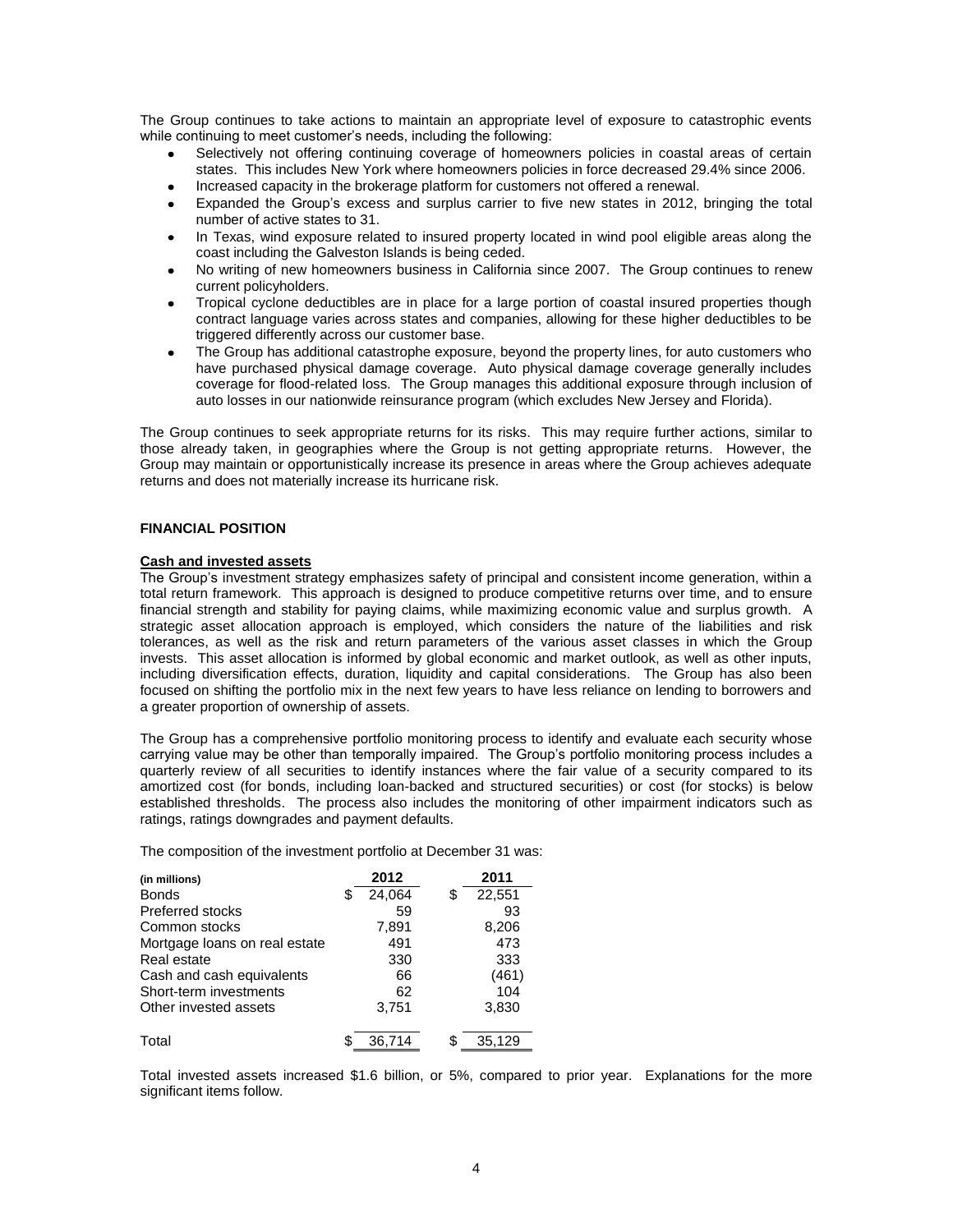The Group continues to take actions to maintain an appropriate level of exposure to catastrophic events while continuing to meet customer's needs, including the following:

- Selectively not offering continuing coverage of homeowners policies in coastal areas of certain states. This includes New York where homeowners policies in force decreased 29.4% since 2006.
- Increased capacity in the brokerage platform for customers not offered a renewal.
- Expanded the Group's excess and surplus carrier to five new states in 2012, bringing the total number of active states to 31.
- In Texas, wind exposure related to insured property located in wind pool eligible areas along the coast including the Galveston Islands is being ceded.
- No writing of new homeowners business in California since 2007. The Group continues to renew current policyholders.
- Tropical cyclone deductibles are in place for a large portion of coastal insured properties though contract language varies across states and companies, allowing for these higher deductibles to be triggered differently across our customer base.
- The Group has additional catastrophe exposure, beyond the property lines, for auto customers who have purchased physical damage coverage. Auto physical damage coverage generally includes coverage for flood-related loss. The Group manages this additional exposure through inclusion of auto losses in our nationwide reinsurance program (which excludes New Jersey and Florida).

The Group continues to seek appropriate returns for its risks. This may require further actions, similar to those already taken, in geographies where the Group is not getting appropriate returns. However, the Group may maintain or opportunistically increase its presence in areas where the Group achieves adequate returns and does not materially increase its hurricane risk.

## FINANCIAL POSITION

### Cash and invested assets

The Group's investment strategy emphasizes safety of principal and consistent income generation, within a total return framework. This approach is designed to produce competitive returns over time, and to ensure financial strength and stability for paying claims, while maximizing economic value and surplus growth. A strategic asset allocation approach is employed, which considers the nature of the liabilities and risk tolerances, as well as the risk and return parameters of the various asset classes in which the Group invests. This asset allocation is informed by global economic and market outlook, as well as other inputs, including diversification effects, duration, liquidity and capital considerations. The Group has also been focused on shifting the portfolio mix in the next few years to have less reliance on lending to borrowers and a greater proportion of ownership of assets.

The Group has a comprehensive portfolio monitoring process to identify and evaluate each security whose carrying value may be other than temporally impaired. The Group's portfolio monitoring process includes a quarterly review of all securities to identify instances where the fair value of a security compared to its amortized cost (for bonds, including loan-backed and structured securities) or cost (for stocks) is below established thresholds. The process also includes the monitoring of other impairment indicators such as ratings, ratings downgrades and payment defaults.

The composition of the investment portfolio at December 31 was:

| (in millions) | 2012 | 2011 |
|---|---|---|
| Bonds | $ 24,064 | $ 22,551 |
| Preferred stocks | 59 | 93 |
| Common stocks | 7,891 | 8,206 |
| Mortgage loans on real estate | 491 | 473 |
| Real estate | 330 | 333 |
| Cash and cash equivalents | 66 | (461) |
| Short-term investments | 62 | 104 |
| Other invested assets | 3,751 | 3,830 |
| Total | $ 36,714 | $ 35,129 |

Total invested assets increased $1.6 billion, or 5%, compared to prior year. Explanations for the more significant items follow.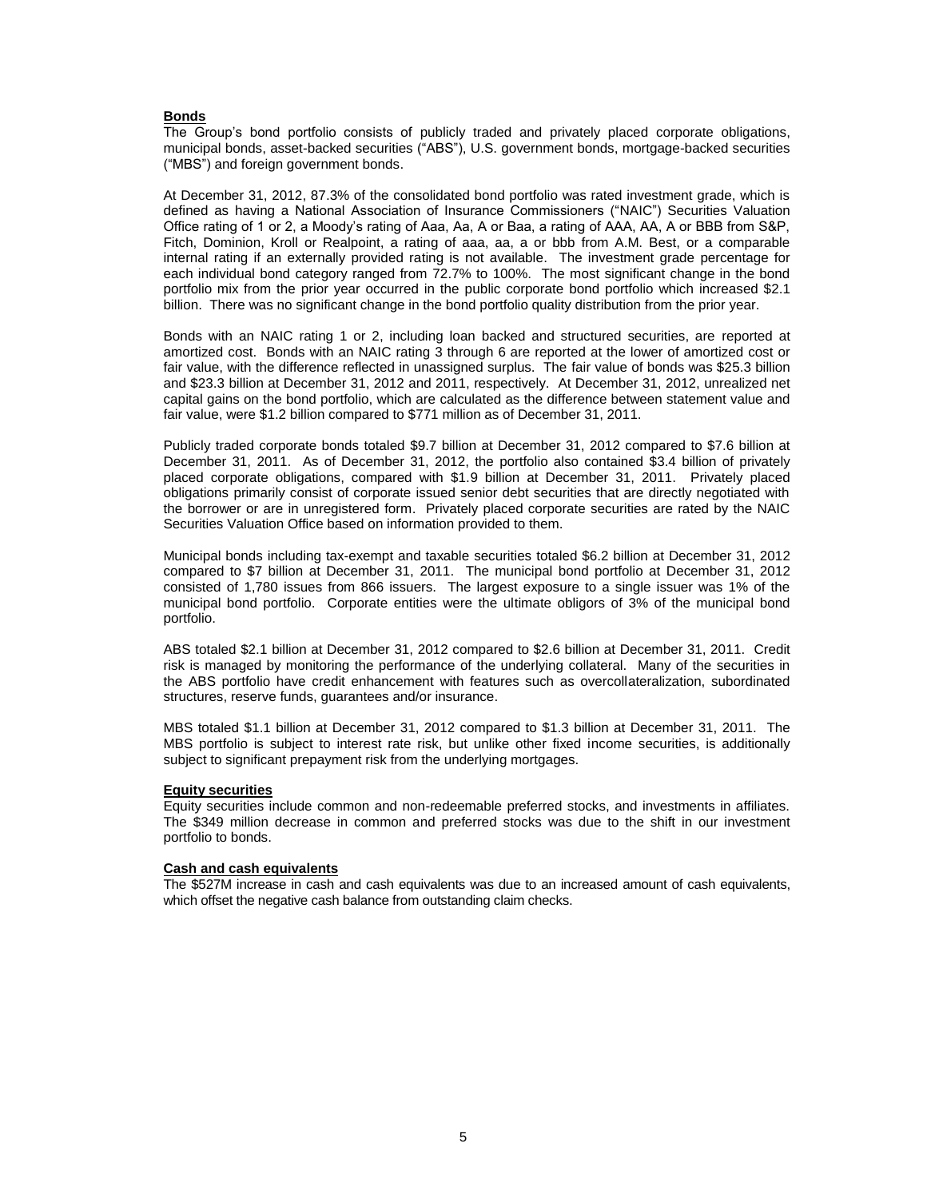**Bonds**

The Group's bond portfolio consists of publicly traded and privately placed corporate obligations, municipal bonds, asset-backed securities ("ABS"), U.S. government bonds, mortgage-backed securities ("MBS") and foreign government bonds.

At December 31, 2012, 87.3% of the consolidated bond portfolio was rated investment grade, which is defined as having a National Association of Insurance Commissioners ("NAIC") Securities Valuation Office rating of 1 or 2, a Moody's rating of Aaa, Aa, A or Baa, a rating of AAA, AA, A or BBB from S&P, Fitch, Dominion, Kroll or Realpoint, a rating of aaa, aa, a or bbb from A.M. Best, or a comparable internal rating if an externally provided rating is not available. The investment grade percentage for each individual bond category ranged from 72.7% to 100%. The most significant change in the bond portfolio mix from the prior year occurred in the public corporate bond portfolio which increased $2.1 billion. There was no significant change in the bond portfolio quality distribution from the prior year.

Bonds with an NAIC rating 1 or 2, including loan backed and structured securities, are reported at amortized cost. Bonds with an NAIC rating 3 through 6 are reported at the lower of amortized cost or fair value, with the difference reflected in unassigned surplus. The fair value of bonds was $25.3 billion and $23.3 billion at December 31, 2012 and 2011, respectively. At December 31, 2012, unrealized net capital gains on the bond portfolio, which are calculated as the difference between statement value and fair value, were $1.2 billion compared to $771 million as of December 31, 2011.

Publicly traded corporate bonds totaled $9.7 billion at December 31, 2012 compared to $7.6 billion at December 31, 2011. As of December 31, 2012, the portfolio also contained $3.4 billion of privately placed corporate obligations, compared with $1.9 billion at December 31, 2011. Privately placed obligations primarily consist of corporate issued senior debt securities that are directly negotiated with the borrower or are in unregistered form. Privately placed corporate securities are rated by the NAIC Securities Valuation Office based on information provided to them.

Municipal bonds including tax-exempt and taxable securities totaled $6.2 billion at December 31, 2012 compared to $7 billion at December 31, 2011. The municipal bond portfolio at December 31, 2012 consisted of 1,780 issues from 866 issuers. The largest exposure to a single issuer was 1% of the municipal bond portfolio. Corporate entities were the ultimate obligors of 3% of the municipal bond portfolio.

ABS totaled $2.1 billion at December 31, 2012 compared to $2.6 billion at December 31, 2011. Credit risk is managed by monitoring the performance of the underlying collateral. Many of the securities in the ABS portfolio have credit enhancement with features such as overcollateralization, subordinated structures, reserve funds, guarantees and/or insurance.

MBS totaled $1.1 billion at December 31, 2012 compared to $1.3 billion at December 31, 2011. The MBS portfolio is subject to interest rate risk, but unlike other fixed income securities, is additionally subject to significant prepayment risk from the underlying mortgages.

**Equity securities**

Equity securities include common and non-redeemable preferred stocks, and investments in affiliates. The $349 million decrease in common and preferred stocks was due to the shift in our investment portfolio to bonds.

**Cash and cash equivalents**

The $527M increase in cash and cash equivalents was due to an increased amount of cash equivalents, which offset the negative cash balance from outstanding claim checks.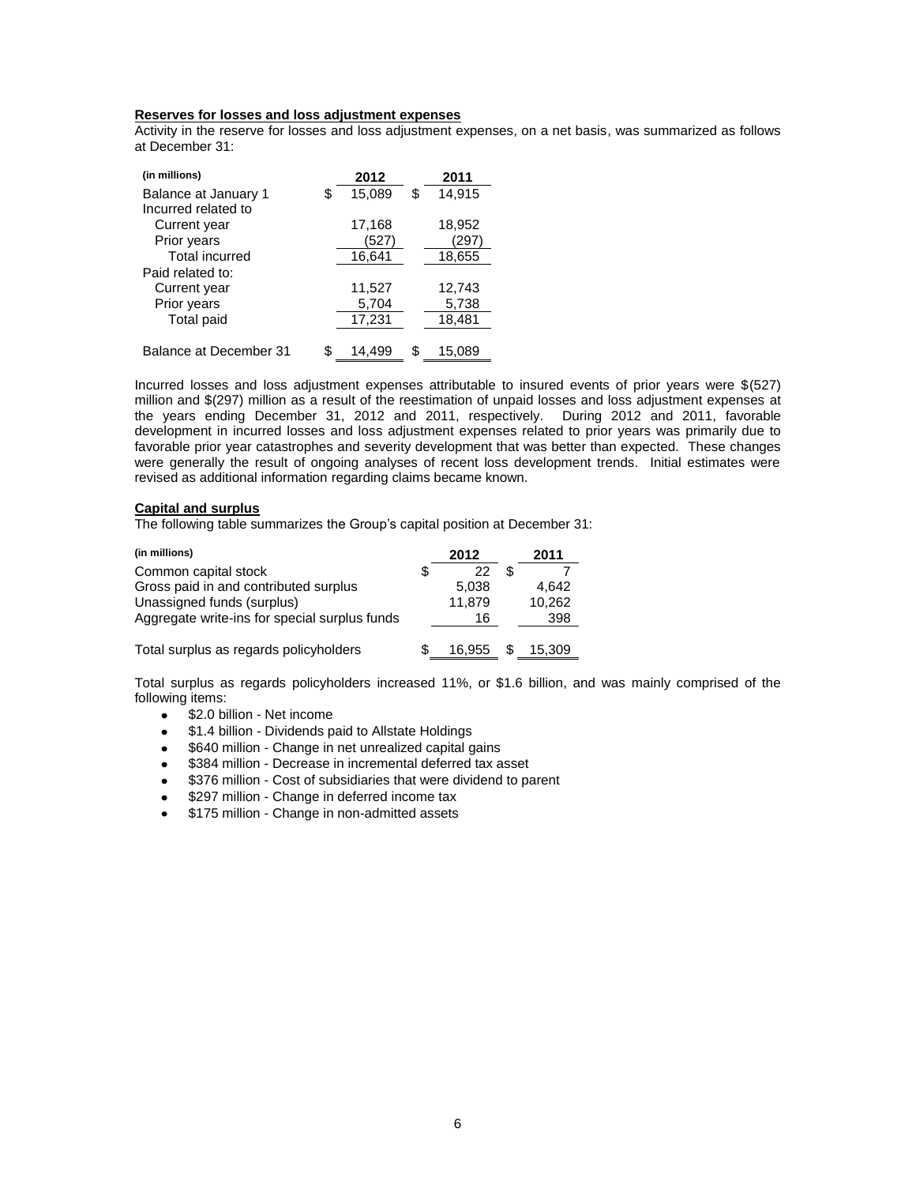**Reserves for losses and loss adjustment expenses**

Activity in the reserve for losses and loss adjustment expenses, on a net basis, was summarized as follows at December 31:

| (in millions) | 2012 | 2011 |
|---|---|---|
| Balance at January 1 | $ 15,089 | $ 14,915 |
| Incurred related to | | |
| Current year | 17,168 | 18,952 |
| Prior years | (527) | (297) |
| Total incurred | 16,641 | 18,655 |
| Paid related to: | | |
| Current year | 11,527 | 12,743 |
| Prior years | 5,704 | 5,738 |
| Total paid | 17,231 | 18,481 |
| Balance at December 31 | $ 14,499 | $ 15,089 |

Incurred losses and loss adjustment expenses attributable to insured events of prior years were $(527) million and $(297) million as a result of the reestimation of unpaid losses and loss adjustment expenses at the years ending December 31, 2012 and 2011, respectively. During 2012 and 2011, favorable development in incurred losses and loss adjustment expenses related to prior years was primarily due to favorable prior year catastrophes and severity development that was better than expected. These changes were generally the result of ongoing analyses of recent loss development trends. Initial estimates were revised as additional information regarding claims became known.

**Capital and surplus**

The following table summarizes the Group's capital position at December 31:

| (in millions) | 2012 | 2011 |
|---|---|---|
| Common capital stock | $ 22 | $ 7 |
| Gross paid in and contributed surplus | 5,038 | 4,642 |
| Unassigned funds (surplus) | 11,879 | 10,262 |
| Aggregate write-ins for special surplus funds | 16 | 398 |
| Total surplus as regards policyholders | $ 16,955 | $ 15,309 |

Total surplus as regards policyholders increased 11%, or $1.6 billion, and was mainly comprised of the following items:

- $2.0 billion - Net income
- $1.4 billion - Dividends paid to Allstate Holdings
- $640 million - Change in net unrealized capital gains
- $384 million - Decrease in incremental deferred tax asset
- $376 million - Cost of subsidiaries that were dividend to parent
- $297 million - Change in deferred income tax
- $175 million - Change in non-admitted assets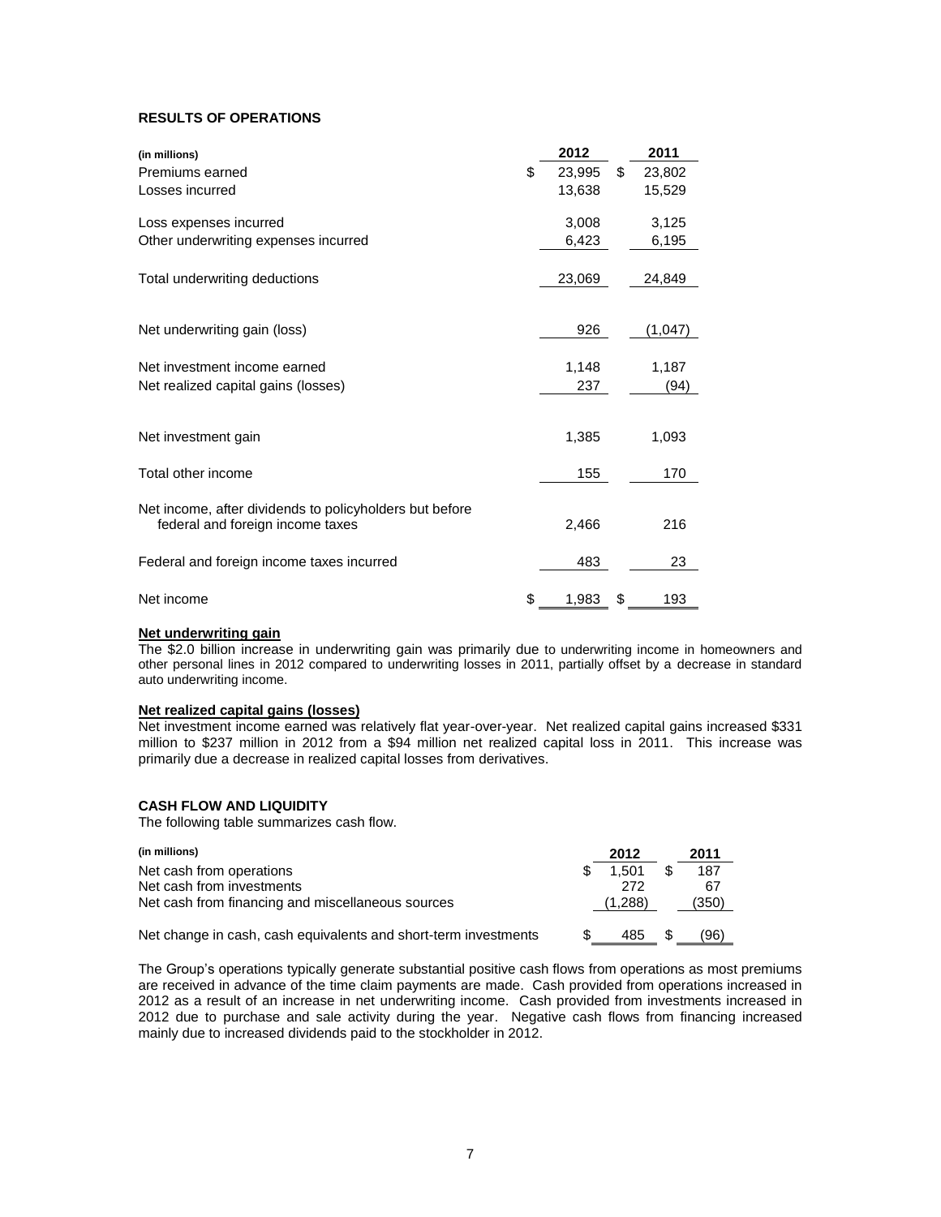## RESULTS OF OPERATIONS

| (in millions) | 2012 | 2011 |
|---|---|---|
| Premiums earned | $ 23,995 | $ 23,802 |
| Losses incurred | 13,638 | 15,529 |
| Loss expenses incurred | 3,008 | 3,125 |
| Other underwriting expenses incurred | 6,423 | 6,195 |
| Total underwriting deductions | 23,069 | 24,849 |
| Net underwriting gain (loss) | 926 | (1,047) |
| Net investment income earned | 1,148 | 1,187 |
| Net realized capital gains (losses) | 237 | (94) |
| Net investment gain | 1,385 | 1,093 |
| Total other income | 155 | 170 |
| Net income, after dividends to policyholders but before federal and foreign income taxes | 2,466 | 216 |
| Federal and foreign income taxes incurred | 483 | 23 |
| Net income | $ 1,983 | $ 193 |

**Net underwriting gain**

The $2.0 billion increase in underwriting gain was primarily due to underwriting income in homeowners and other personal lines in 2012 compared to underwriting losses in 2011, partially offset by a decrease in standard auto underwriting income.

**Net realized capital gains (losses)**

Net investment income earned was relatively flat year-over-year. Net realized capital gains increased $331 million to $237 million in 2012 from a $94 million net realized capital loss in 2011. This increase was primarily due a decrease in realized capital losses from derivatives.

## CASH FLOW AND LIQUIDITY

The following table summarizes cash flow.

| (in millions) | 2012 | 2011 |
|---|---|---|
| Net cash from operations | $ 1,501 | $ 187 |
| Net cash from investments | 272 | 67 |
| Net cash from financing and miscellaneous sources | (1,288) | (350) |
| Net change in cash, cash equivalents and short-term investments | $ 485 | $ (96) |

The Group's operations typically generate substantial positive cash flows from operations as most premiums are received in advance of the time claim payments are made. Cash provided from operations increased in 2012 as a result of an increase in net underwriting income. Cash provided from investments increased in 2012 due to purchase and sale activity during the year. Negative cash flows from financing increased mainly due to increased dividends paid to the stockholder in 2012.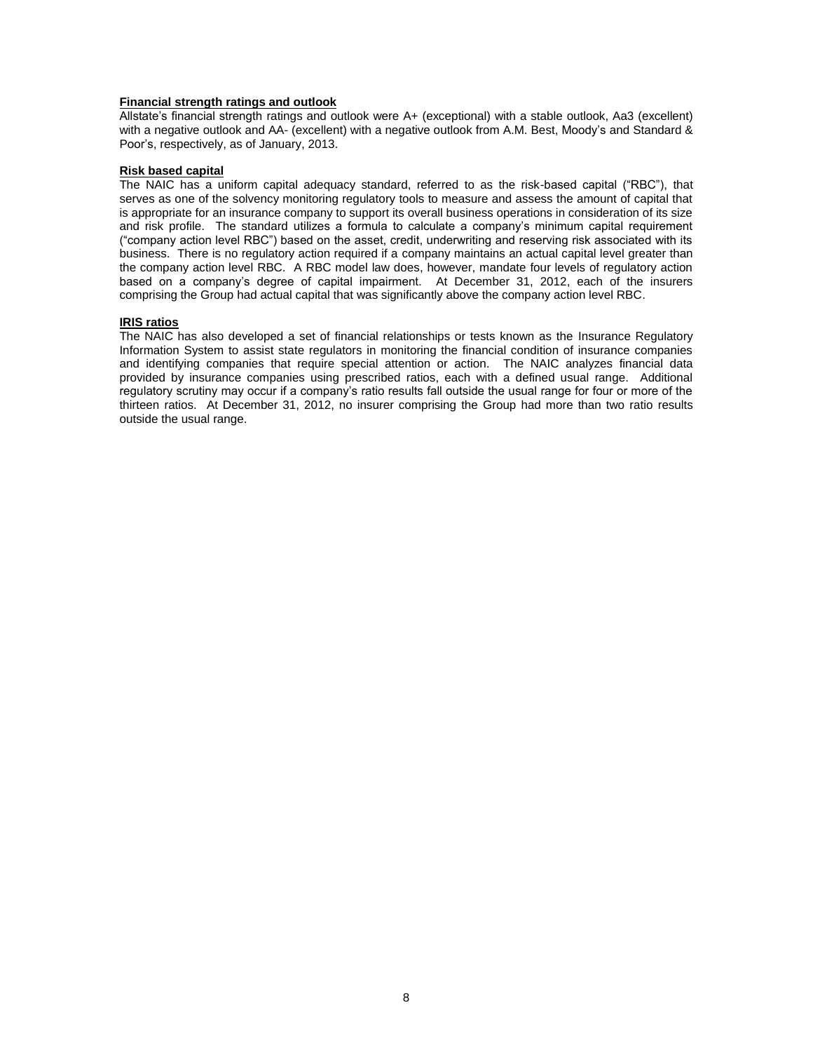**Financial strength ratings and outlook**

Allstate's financial strength ratings and outlook were A+ (exceptional) with a stable outlook, Aa3 (excellent) with a negative outlook and AA- (excellent) with a negative outlook from A.M. Best, Moody's and Standard & Poor's, respectively, as of January, 2013.

**Risk based capital**

The NAIC has a uniform capital adequacy standard, referred to as the risk-based capital ("RBC"), that serves as one of the solvency monitoring regulatory tools to measure and assess the amount of capital that is appropriate for an insurance company to support its overall business operations in consideration of its size and risk profile. The standard utilizes a formula to calculate a company's minimum capital requirement ("company action level RBC") based on the asset, credit, underwriting and reserving risk associated with its business. There is no regulatory action required if a company maintains an actual capital level greater than the company action level RBC. A RBC model law does, however, mandate four levels of regulatory action based on a company's degree of capital impairment. At December 31, 2012, each of the insurers comprising the Group had actual capital that was significantly above the company action level RBC.

**IRIS ratios**

The NAIC has also developed a set of financial relationships or tests known as the Insurance Regulatory Information System to assist state regulators in monitoring the financial condition of insurance companies and identifying companies that require special attention or action. The NAIC analyzes financial data provided by insurance companies using prescribed ratios, each with a defined usual range. Additional regulatory scrutiny may occur if a company's ratio results fall outside the usual range for four or more of the thirteen ratios. At December 31, 2012, no insurer comprising the Group had more than two ratio results outside the usual range.